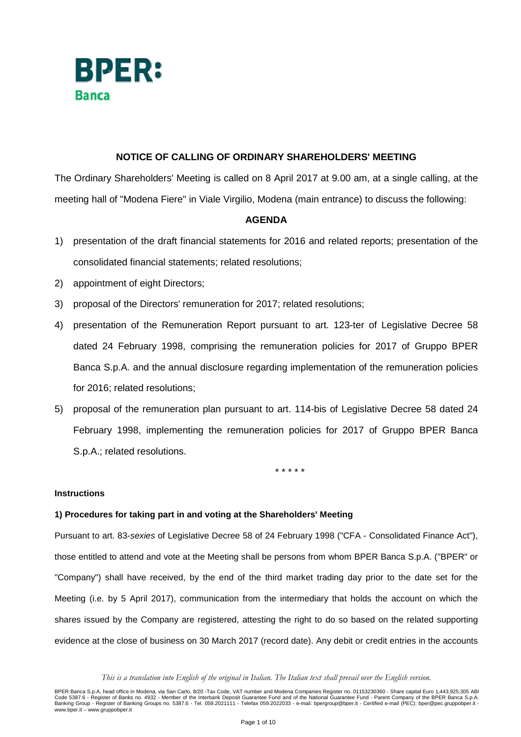**BPER:**
**Banca**

## NOTICE OF CALLING OF ORDINARY SHAREHOLDERS' MEETING

The Ordinary Shareholders' Meeting is called on 8 April 2017 at 9.00 am, at a single calling, at the meeting hall of "Modena Fiere" in Viale Virgilio, Modena (main entrance) to discuss the following:

### AGENDA

1) presentation of the draft financial statements for 2016 and related reports; presentation of the consolidated financial statements; related resolutions;
2) appointment of eight Directors;
3) proposal of the Directors' remuneration for 2017; related resolutions;
4) presentation of the Remuneration Report pursuant to art. 123-ter of Legislative Decree 58 dated 24 February 1998, comprising the remuneration policies for 2017 of Gruppo BPER Banca S.p.A. and the annual disclosure regarding implementation of the remuneration policies for 2016; related resolutions;
5) proposal of the remuneration plan pursuant to art. 114-bis of Legislative Decree 58 dated 24 February 1998, implementing the remuneration policies for 2017 of Gruppo BPER Banca S.p.A.; related resolutions.

\* \* \* \* \*

**Instructions**

**1) Procedures for taking part in and voting at the Shareholders' Meeting**

Pursuant to art. 83-*sexies* of Legislative Decree 58 of 24 February 1998 ("CFA - Consolidated Finance Act"), those entitled to attend and vote at the Meeting shall be persons from whom BPER Banca S.p.A. ("BPER" or "Company") shall have received, by the end of the third market trading day prior to the date set for the Meeting (i.e. by 5 April 2017), communication from the intermediary that holds the account on which the shares issued by the Company are registered, attesting the right to do so based on the related supporting evidence at the close of business on 30 March 2017 (record date). Any debit or credit entries in the accounts

*This is a translation into English of the original in Italian. The Italian text shall prevail over the English version.*

BPER Banca S.p.A, head office in Modena, via San Carlo, 8/20 -Tax Code, VAT number and Modena Companies Register no. 01153230360 - Share capital Euro 1,443,925,305 ABI Code 5387.6 - Register of Banks no. 4932 - Member of the Interbank Deposit Guarantee Fund and of the National Guarantee Fund - Parent Company of the BPER Banca S.p.A. Banking Group - Register of Banking Groups no. 5387.6 - Tel. 059.2021111 - Telefax 059.2022033 - e-mail: bpergroup@bper.it - Certified e-mail (PEC): bper@pec.gruppobper.it - www.bper.it – www.gruppobper.it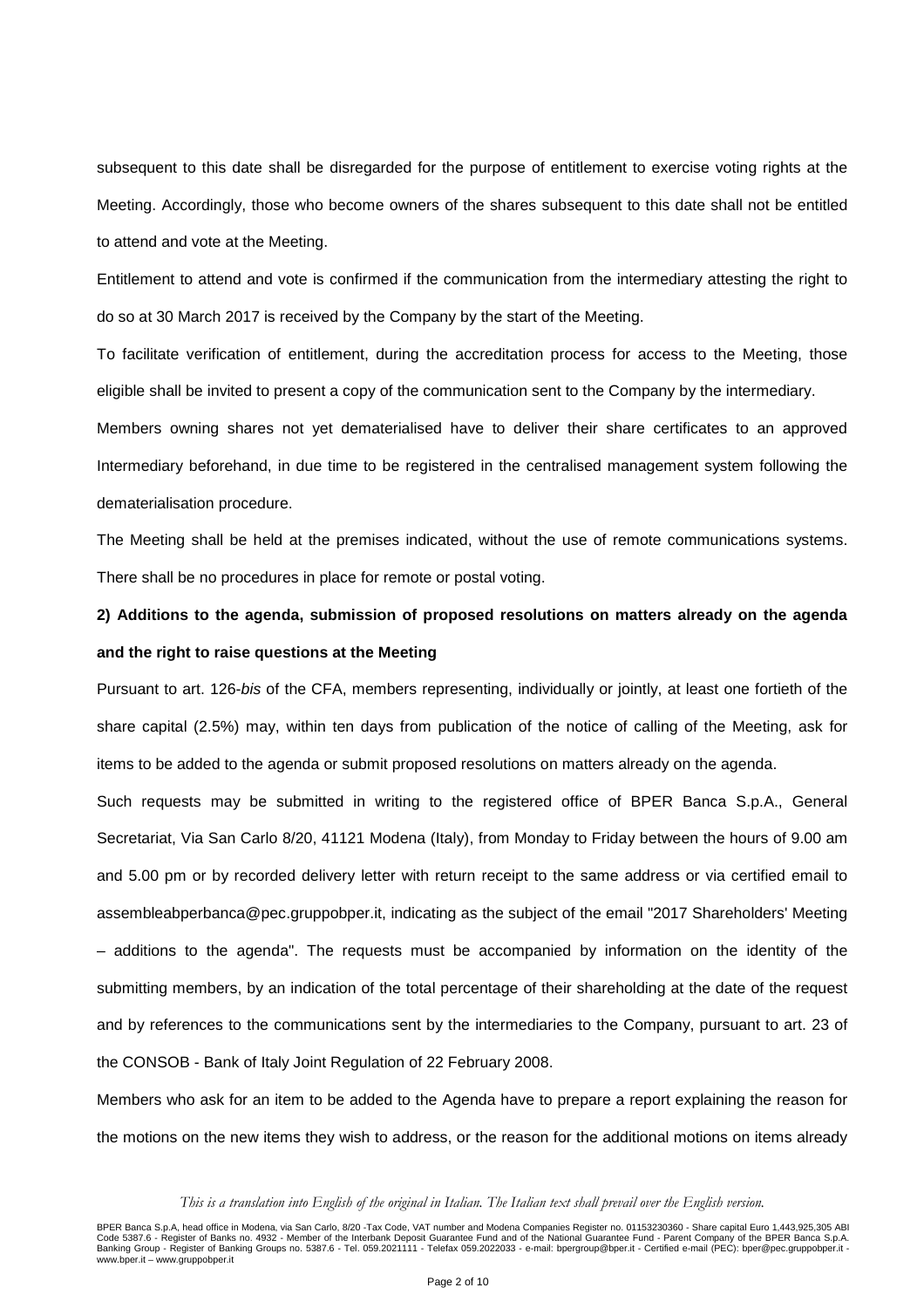subsequent to this date shall be disregarded for the purpose of entitlement to exercise voting rights at the Meeting. Accordingly, those who become owners of the shares subsequent to this date shall not be entitled to attend and vote at the Meeting.

Entitlement to attend and vote is confirmed if the communication from the intermediary attesting the right to do so at 30 March 2017 is received by the Company by the start of the Meeting.

To facilitate verification of entitlement, during the accreditation process for access to the Meeting, those eligible shall be invited to present a copy of the communication sent to the Company by the intermediary.

Members owning shares not yet dematerialised have to deliver their share certificates to an approved Intermediary beforehand, in due time to be registered in the centralised management system following the dematerialisation procedure.

The Meeting shall be held at the premises indicated, without the use of remote communications systems. There shall be no procedures in place for remote or postal voting.

**2) Additions to the agenda, submission of proposed resolutions on matters already on the agenda and the right to raise questions at the Meeting**

Pursuant to art. 126-*bis* of the CFA, members representing, individually or jointly, at least one fortieth of the share capital (2.5%) may, within ten days from publication of the notice of calling of the Meeting, ask for items to be added to the agenda or submit proposed resolutions on matters already on the agenda.

Such requests may be submitted in writing to the registered office of BPER Banca S.p.A., General Secretariat, Via San Carlo 8/20, 41121 Modena (Italy), from Monday to Friday between the hours of 9.00 am and 5.00 pm or by recorded delivery letter with return receipt to the same address or via certified email to assembleabperbanca@pec.gruppobper.it, indicating as the subject of the email "2017 Shareholders' Meeting – additions to the agenda". The requests must be accompanied by information on the identity of the submitting members, by an indication of the total percentage of their shareholding at the date of the request and by references to the communications sent by the intermediaries to the Company, pursuant to art. 23 of the CONSOB - Bank of Italy Joint Regulation of 22 February 2008.

Members who ask for an item to be added to the Agenda have to prepare a report explaining the reason for the motions on the new items they wish to address, or the reason for the additional motions on items already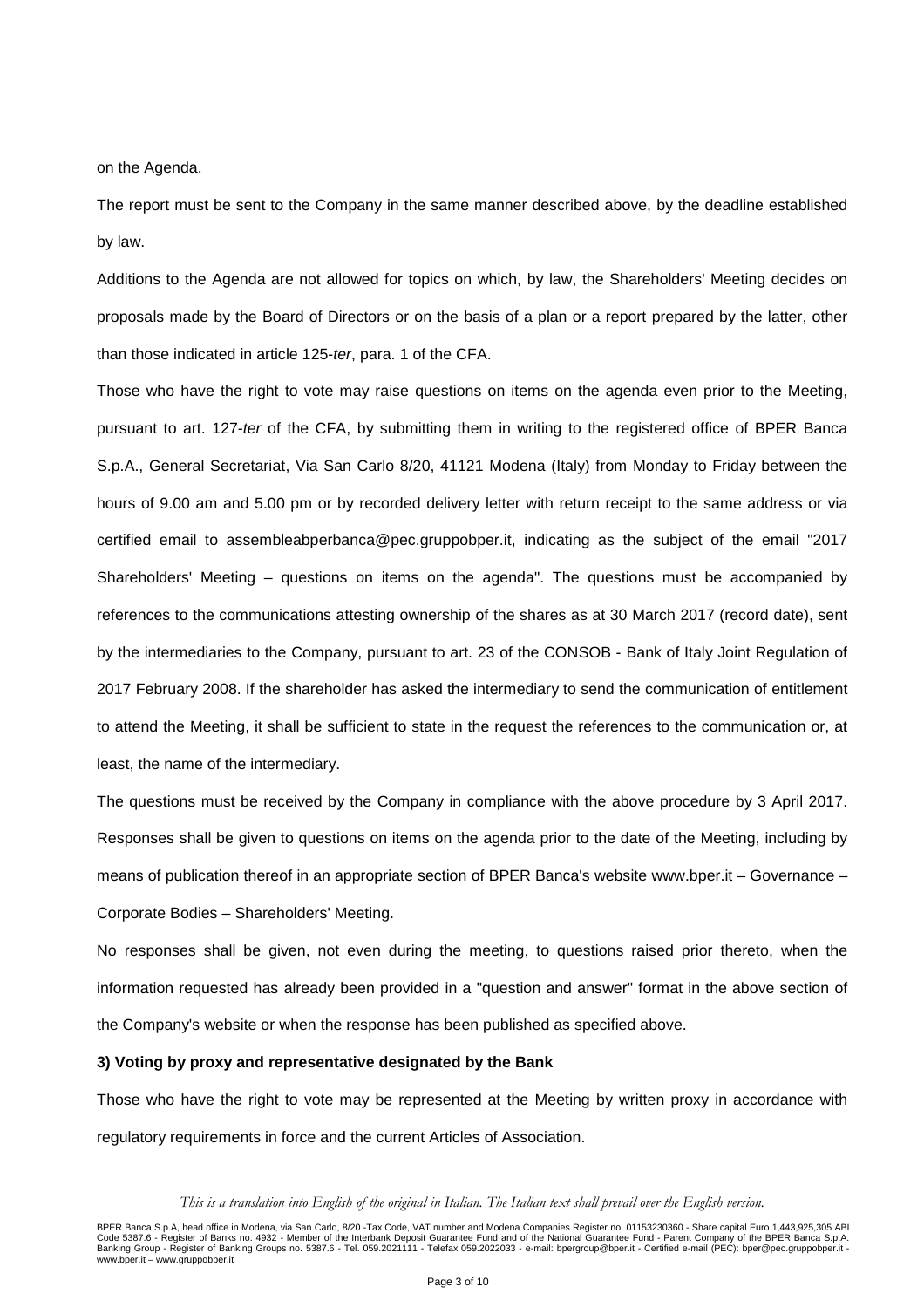on the Agenda.

The report must be sent to the Company in the same manner described above, by the deadline established by law.

Additions to the Agenda are not allowed for topics on which, by law, the Shareholders' Meeting decides on proposals made by the Board of Directors or on the basis of a plan or a report prepared by the latter, other than those indicated in article 125-*ter*, para. 1 of the CFA.

Those who have the right to vote may raise questions on items on the agenda even prior to the Meeting, pursuant to art. 127-*ter* of the CFA, by submitting them in writing to the registered office of BPER Banca S.p.A., General Secretariat, Via San Carlo 8/20, 41121 Modena (Italy) from Monday to Friday between the hours of 9.00 am and 5.00 pm or by recorded delivery letter with return receipt to the same address or via certified email to assembleabperbanca@pec.gruppobper.it, indicating as the subject of the email "2017 Shareholders' Meeting – questions on items on the agenda". The questions must be accompanied by references to the communications attesting ownership of the shares as at 30 March 2017 (record date), sent by the intermediaries to the Company, pursuant to art. 23 of the CONSOB - Bank of Italy Joint Regulation of 2017 February 2008. If the shareholder has asked the intermediary to send the communication of entitlement to attend the Meeting, it shall be sufficient to state in the request the references to the communication or, at least, the name of the intermediary.

The questions must be received by the Company in compliance with the above procedure by 3 April 2017. Responses shall be given to questions on items on the agenda prior to the date of the Meeting, including by means of publication thereof in an appropriate section of BPER Banca's website www.bper.it – Governance – Corporate Bodies – Shareholders' Meeting.

No responses shall be given, not even during the meeting, to questions raised prior thereto, when the information requested has already been provided in a "question and answer" format in the above section of the Company's website or when the response has been published as specified above.

**3) Voting by proxy and representative designated by the Bank**

Those who have the right to vote may be represented at the Meeting by written proxy in accordance with regulatory requirements in force and the current Articles of Association.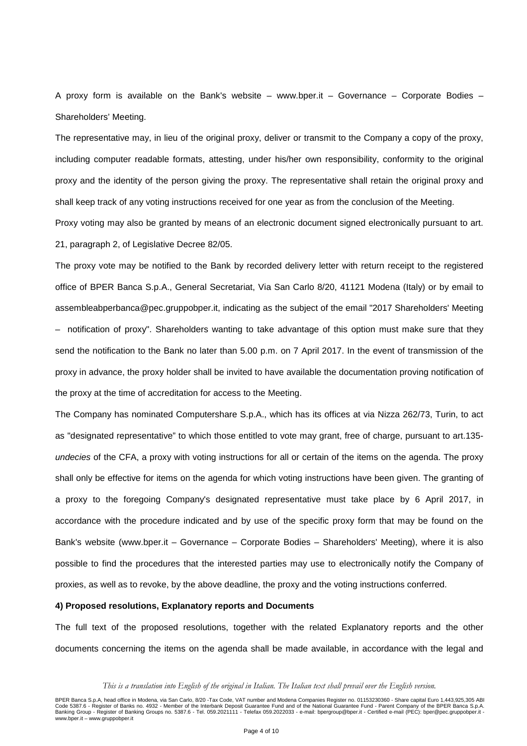A proxy form is available on the Bank's website – www.bper.it – Governance – Corporate Bodies – Shareholders' Meeting.

The representative may, in lieu of the original proxy, deliver or transmit to the Company a copy of the proxy, including computer readable formats, attesting, under his/her own responsibility, conformity to the original proxy and the identity of the person giving the proxy. The representative shall retain the original proxy and shall keep track of any voting instructions received for one year as from the conclusion of the Meeting.

Proxy voting may also be granted by means of an electronic document signed electronically pursuant to art. 21, paragraph 2, of Legislative Decree 82/05.

The proxy vote may be notified to the Bank by recorded delivery letter with return receipt to the registered office of BPER Banca S.p.A., General Secretariat, Via San Carlo 8/20, 41121 Modena (Italy) or by email to assembleabperbanca@pec.gruppobper.it, indicating as the subject of the email "2017 Shareholders' Meeting – notification of proxy". Shareholders wanting to take advantage of this option must make sure that they send the notification to the Bank no later than 5.00 p.m. on 7 April 2017. In the event of transmission of the proxy in advance, the proxy holder shall be invited to have available the documentation proving notification of the proxy at the time of accreditation for access to the Meeting.

The Company has nominated Computershare S.p.A., which has its offices at via Nizza 262/73, Turin, to act as "designated representative" to which those entitled to vote may grant, free of charge, pursuant to art.135-*undecies* of the CFA, a proxy with voting instructions for all or certain of the items on the agenda. The proxy shall only be effective for items on the agenda for which voting instructions have been given. The granting of a proxy to the foregoing Company's designated representative must take place by 6 April 2017, in accordance with the procedure indicated and by use of the specific proxy form that may be found on the Bank's website (www.bper.it – Governance – Corporate Bodies – Shareholders' Meeting), where it is also possible to find the procedures that the interested parties may use to electronically notify the Company of proxies, as well as to revoke, by the above deadline, the proxy and the voting instructions conferred.

**4) Proposed resolutions, Explanatory reports and Documents**

The full text of the proposed resolutions, together with the related Explanatory reports and the other documents concerning the items on the agenda shall be made available, in accordance with the legal and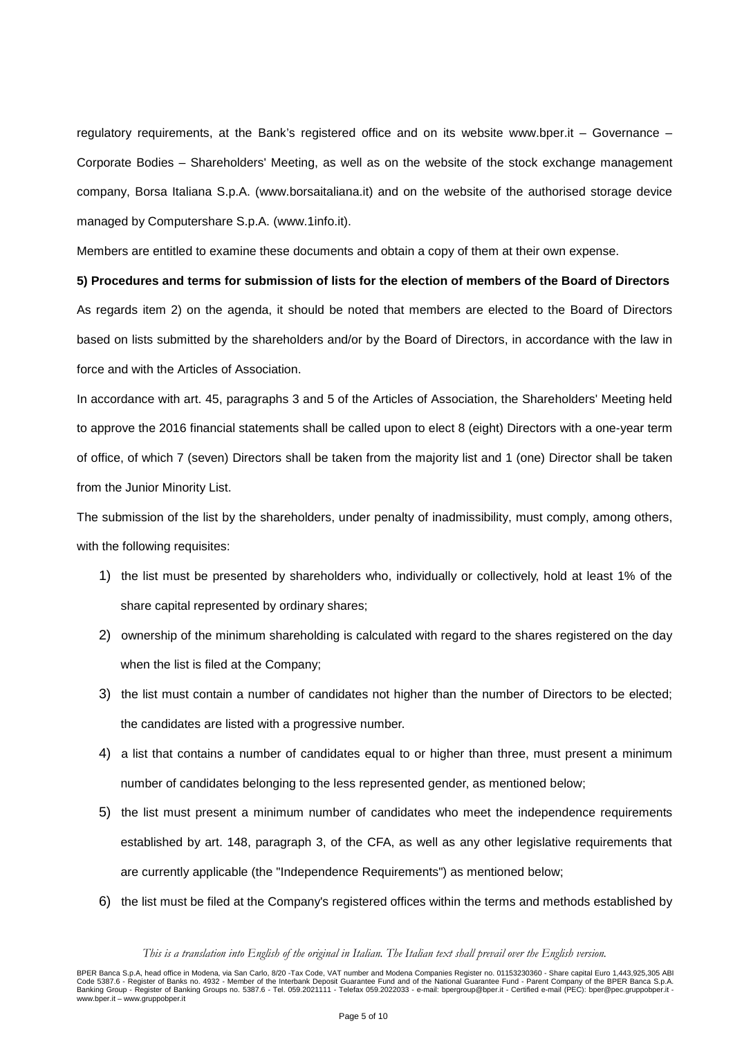regulatory requirements, at the Bank's registered office and on its website www.bper.it – Governance – Corporate Bodies – Shareholders' Meeting, as well as on the website of the stock exchange management company, Borsa Italiana S.p.A. (www.borsaitaliana.it) and on the website of the authorised storage device managed by Computershare S.p.A. (www.1info.it).

Members are entitled to examine these documents and obtain a copy of them at their own expense.

**5) Procedures and terms for submission of lists for the election of members of the Board of Directors**

As regards item 2) on the agenda, it should be noted that members are elected to the Board of Directors based on lists submitted by the shareholders and/or by the Board of Directors, in accordance with the law in force and with the Articles of Association.

In accordance with art. 45, paragraphs 3 and 5 of the Articles of Association, the Shareholders' Meeting held to approve the 2016 financial statements shall be called upon to elect 8 (eight) Directors with a one-year term of office, of which 7 (seven) Directors shall be taken from the majority list and 1 (one) Director shall be taken from the Junior Minority List.

The submission of the list by the shareholders, under penalty of inadmissibility, must comply, among others, with the following requisites:

1) the list must be presented by shareholders who, individually or collectively, hold at least 1% of the share capital represented by ordinary shares;
2) ownership of the minimum shareholding is calculated with regard to the shares registered on the day when the list is filed at the Company;
3) the list must contain a number of candidates not higher than the number of Directors to be elected; the candidates are listed with a progressive number.
4) a list that contains a number of candidates equal to or higher than three, must present a minimum number of candidates belonging to the less represented gender, as mentioned below;
5) the list must present a minimum number of candidates who meet the independence requirements established by art. 148, paragraph 3, of the CFA, as well as any other legislative requirements that are currently applicable (the "Independence Requirements") as mentioned below;
6) the list must be filed at the Company's registered offices within the terms and methods established by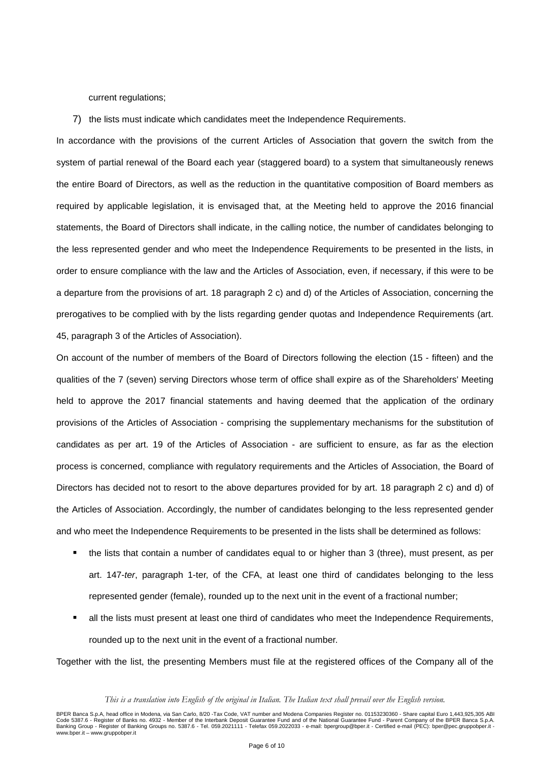current regulations;

7) the lists must indicate which candidates meet the Independence Requirements.

In accordance with the provisions of the current Articles of Association that govern the switch from the system of partial renewal of the Board each year (staggered board) to a system that simultaneously renews the entire Board of Directors, as well as the reduction in the quantitative composition of Board members as required by applicable legislation, it is envisaged that, at the Meeting held to approve the 2016 financial statements, the Board of Directors shall indicate, in the calling notice, the number of candidates belonging to the less represented gender and who meet the Independence Requirements to be presented in the lists, in order to ensure compliance with the law and the Articles of Association, even, if necessary, if this were to be a departure from the provisions of art. 18 paragraph 2 c) and d) of the Articles of Association, concerning the prerogatives to be complied with by the lists regarding gender quotas and Independence Requirements (art. 45, paragraph 3 of the Articles of Association).

On account of the number of members of the Board of Directors following the election (15 - fifteen) and the qualities of the 7 (seven) serving Directors whose term of office shall expire as of the Shareholders' Meeting held to approve the 2017 financial statements and having deemed that the application of the ordinary provisions of the Articles of Association - comprising the supplementary mechanisms for the substitution of candidates as per art. 19 of the Articles of Association - are sufficient to ensure, as far as the election process is concerned, compliance with regulatory requirements and the Articles of Association, the Board of Directors has decided not to resort to the above departures provided for by art. 18 paragraph 2 c) and d) of the Articles of Association. Accordingly, the number of candidates belonging to the less represented gender and who meet the Independence Requirements to be presented in the lists shall be determined as follows:

- the lists that contain a number of candidates equal to or higher than 3 (three), must present, as per art. 147-*ter*, paragraph 1-ter, of the CFA, at least one third of candidates belonging to the less represented gender (female), rounded up to the next unit in the event of a fractional number;
- all the lists must present at least one third of candidates who meet the Independence Requirements, rounded up to the next unit in the event of a fractional number.

Together with the list, the presenting Members must file at the registered offices of the Company all of the

*This is a translation into English of the original in Italian. The Italian text shall prevail over the English version.*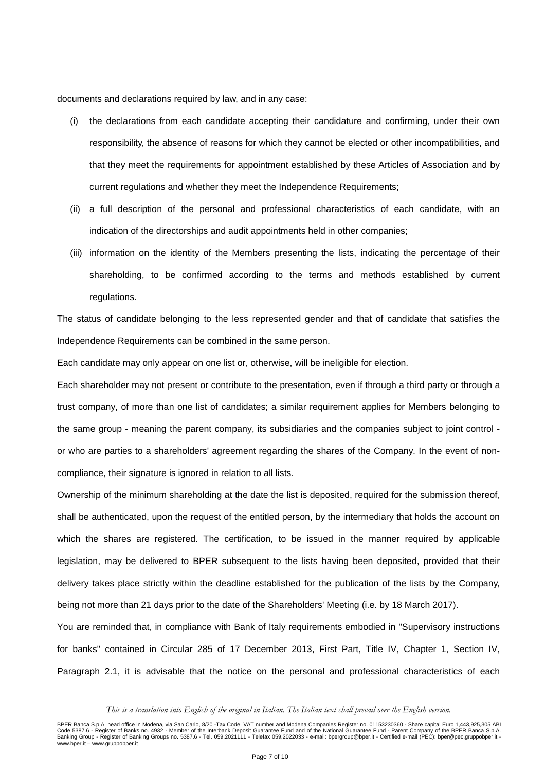documents and declarations required by law, and in any case:

(i) the declarations from each candidate accepting their candidature and confirming, under their own responsibility, the absence of reasons for which they cannot be elected or other incompatibilities, and that they meet the requirements for appointment established by these Articles of Association and by current regulations and whether they meet the Independence Requirements;

(ii) a full description of the personal and professional characteristics of each candidate, with an indication of the directorships and audit appointments held in other companies;

(iii) information on the identity of the Members presenting the lists, indicating the percentage of their shareholding, to be confirmed according to the terms and methods established by current regulations.

The status of candidate belonging to the less represented gender and that of candidate that satisfies the Independence Requirements can be combined in the same person.

Each candidate may only appear on one list or, otherwise, will be ineligible for election.

Each shareholder may not present or contribute to the presentation, even if through a third party or through a trust company, of more than one list of candidates; a similar requirement applies for Members belonging to the same group - meaning the parent company, its subsidiaries and the companies subject to joint control - or who are parties to a shareholders' agreement regarding the shares of the Company. In the event of non-compliance, their signature is ignored in relation to all lists.

Ownership of the minimum shareholding at the date the list is deposited, required for the submission thereof, shall be authenticated, upon the request of the entitled person, by the intermediary that holds the account on which the shares are registered. The certification, to be issued in the manner required by applicable legislation, may be delivered to BPER subsequent to the lists having been deposited, provided that their delivery takes place strictly within the deadline established for the publication of the lists by the Company, being not more than 21 days prior to the date of the Shareholders' Meeting (i.e. by 18 March 2017).

You are reminded that, in compliance with Bank of Italy requirements embodied in "Supervisory instructions for banks" contained in Circular 285 of 17 December 2013, First Part, Title IV, Chapter 1, Section IV, Paragraph 2.1, it is advisable that the notice on the personal and professional characteristics of each

*This is a translation into English of the original in Italian. The Italian text shall prevail over the English version.*

BPER Banca S.p.A, head office in Modena, via San Carlo, 8/20 -Tax Code, VAT number and Modena Companies Register no. 01153230360 - Share capital Euro 1,443,925,305 ABI Code 5387.6 - Register of Banks no. 4932 - Member of the Interbank Deposit Guarantee Fund and of the National Guarantee Fund - Parent Company of the BPER Banca S.p.A. Banking Group - Register of Banking Groups no. 5387.6 - Tel. 059.2021111 - Telefax 059.2022033 - e-mail: bpergroup@bper.it - Certified e-mail (PEC): bper@pec.gruppobper.it - www.bper.it – www.gruppobper.it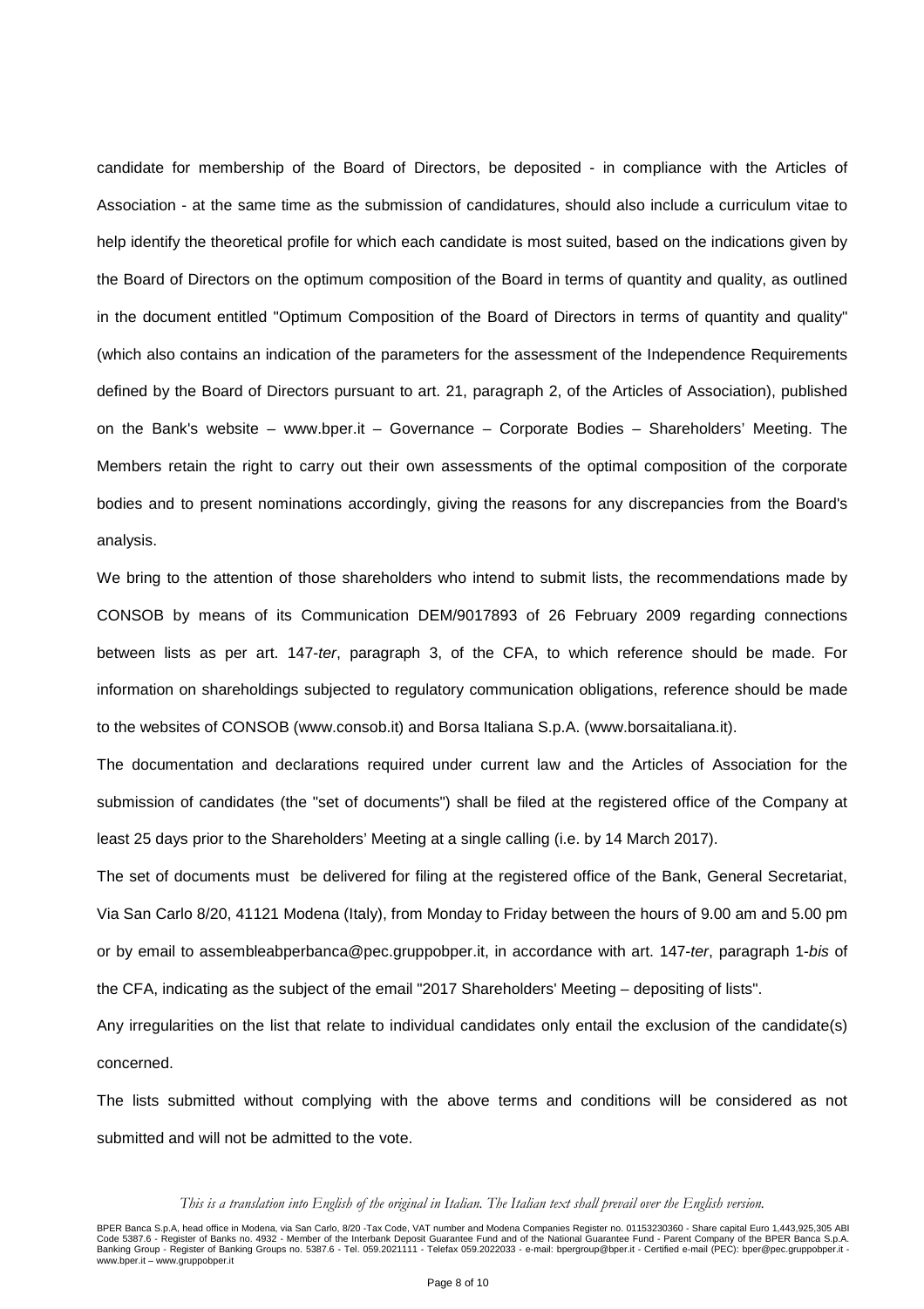candidate for membership of the Board of Directors, be deposited - in compliance with the Articles of Association - at the same time as the submission of candidatures, should also include a curriculum vitae to help identify the theoretical profile for which each candidate is most suited, based on the indications given by the Board of Directors on the optimum composition of the Board in terms of quantity and quality, as outlined in the document entitled "Optimum Composition of the Board of Directors in terms of quantity and quality" (which also contains an indication of the parameters for the assessment of the Independence Requirements defined by the Board of Directors pursuant to art. 21, paragraph 2, of the Articles of Association), published on the Bank's website – www.bper.it – Governance – Corporate Bodies – Shareholders' Meeting. The Members retain the right to carry out their own assessments of the optimal composition of the corporate bodies and to present nominations accordingly, giving the reasons for any discrepancies from the Board's analysis.

We bring to the attention of those shareholders who intend to submit lists, the recommendations made by CONSOB by means of its Communication DEM/9017893 of 26 February 2009 regarding connections between lists as per art. 147-*ter*, paragraph 3, of the CFA, to which reference should be made. For information on shareholdings subjected to regulatory communication obligations, reference should be made to the websites of CONSOB (www.consob.it) and Borsa Italiana S.p.A. (www.borsaitaliana.it).

The documentation and declarations required under current law and the Articles of Association for the submission of candidates (the "set of documents") shall be filed at the registered office of the Company at least 25 days prior to the Shareholders' Meeting at a single calling (i.e. by 14 March 2017).

The set of documents must be delivered for filing at the registered office of the Bank, General Secretariat, Via San Carlo 8/20, 41121 Modena (Italy), from Monday to Friday between the hours of 9.00 am and 5.00 pm or by email to assembleabperbanca@pec.gruppobper.it, in accordance with art. 147-*ter*, paragraph 1-*bis* of the CFA, indicating as the subject of the email "2017 Shareholders' Meeting – depositing of lists".

Any irregularities on the list that relate to individual candidates only entail the exclusion of the candidate(s) concerned.

The lists submitted without complying with the above terms and conditions will be considered as not submitted and will not be admitted to the vote.

*This is a translation into English of the original in Italian. The Italian text shall prevail over the English version.*

BPER Banca S.p.A, head office in Modena, via San Carlo, 8/20 -Tax Code, VAT number and Modena Companies Register no. 01153230360 - Share capital Euro 1,443,925,305 ABI Code 5387.6 - Register of Banks no. 4932 - Member of the Interbank Deposit Guarantee Fund and of the National Guarantee Fund - Parent Company of the BPER Banca S.p.A. Banking Group - Register of Banking Groups no. 5387.6 - Tel. 059.2021111 - Telefax 059.2022033 - e-mail: bpergroup@bper.it - Certified e-mail (PEC): bper@pec.gruppobper.it - www.bper.it – www.gruppobper.it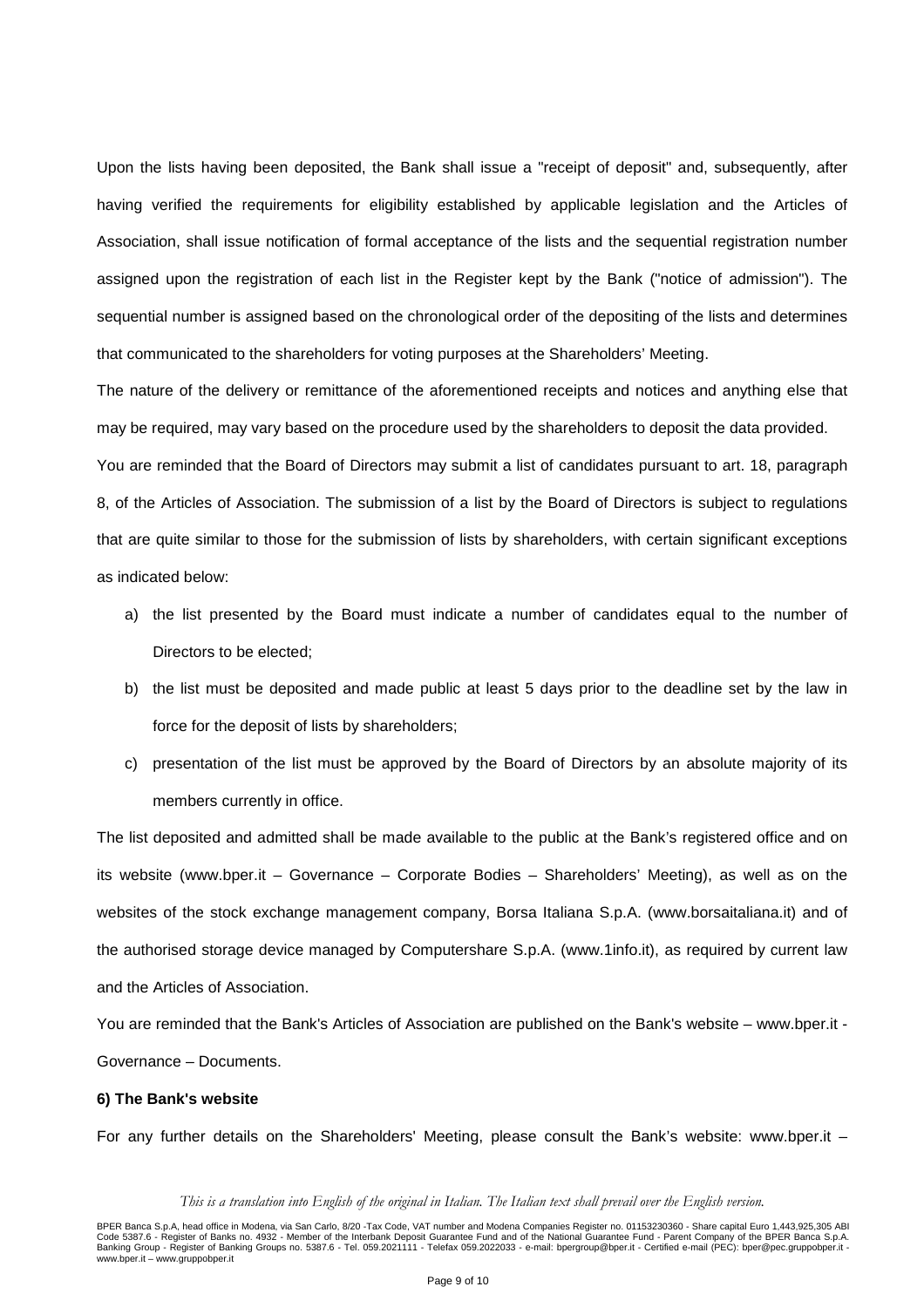Upon the lists having been deposited, the Bank shall issue a "receipt of deposit" and, subsequently, after having verified the requirements for eligibility established by applicable legislation and the Articles of Association, shall issue notification of formal acceptance of the lists and the sequential registration number assigned upon the registration of each list in the Register kept by the Bank ("notice of admission"). The sequential number is assigned based on the chronological order of the depositing of the lists and determines that communicated to the shareholders for voting purposes at the Shareholders' Meeting.

The nature of the delivery or remittance of the aforementioned receipts and notices and anything else that may be required, may vary based on the procedure used by the shareholders to deposit the data provided.

You are reminded that the Board of Directors may submit a list of candidates pursuant to art. 18, paragraph 8, of the Articles of Association. The submission of a list by the Board of Directors is subject to regulations that are quite similar to those for the submission of lists by shareholders, with certain significant exceptions as indicated below:

a) the list presented by the Board must indicate a number of candidates equal to the number of Directors to be elected;
b) the list must be deposited and made public at least 5 days prior to the deadline set by the law in force for the deposit of lists by shareholders;
c) presentation of the list must be approved by the Board of Directors by an absolute majority of its members currently in office.

The list deposited and admitted shall be made available to the public at the Bank's registered office and on its website (www.bper.it – Governance – Corporate Bodies – Shareholders' Meeting), as well as on the websites of the stock exchange management company, Borsa Italiana S.p.A. (www.borsaitaliana.it) and of the authorised storage device managed by Computershare S.p.A. (www.1info.it), as required by current law and the Articles of Association.

You are reminded that the Bank's Articles of Association are published on the Bank's website – www.bper.it - Governance – Documents.

**6) The Bank's website**

For any further details on the Shareholders' Meeting, please consult the Bank's website: www.bper.it –

*This is a translation into English of the original in Italian. The Italian text shall prevail over the English version.*

BPER Banca S.p.A, head office in Modena, via San Carlo, 8/20 -Tax Code, VAT number and Modena Companies Register no. 01153230360 - Share capital Euro 1,443,925,305 ABI Code 5387.6 - Register of Banks no. 4932 - Member of the Interbank Deposit Guarantee Fund and of the National Guarantee Fund - Parent Company of the BPER Banca S.p.A. Banking Group - Register of Banking Groups no. 5387.6 - Tel. 059.2021111 - Telefax 059.2022033 - e-mail: bpergroup@bper.it - Certified e-mail (PEC): bper@pec.gruppobper.it - www.bper.it – www.gruppobper.it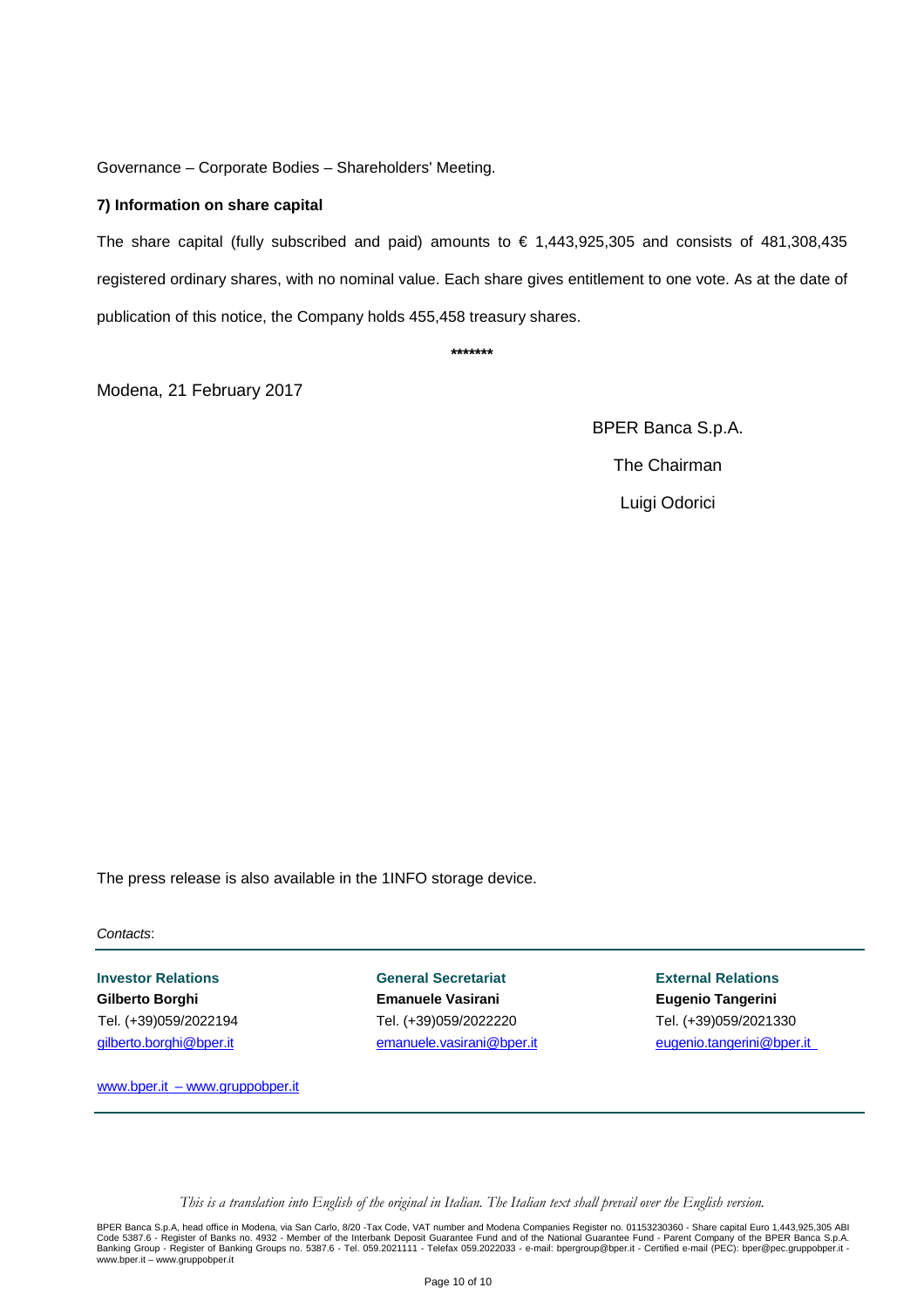Governance – Corporate Bodies – Shareholders' Meeting.

**7) Information on share capital**

The share capital (fully subscribed and paid) amounts to € 1,443,925,305 and consists of 481,308,435 registered ordinary shares, with no nominal value. Each share gives entitlement to one vote. As at the date of publication of this notice, the Company holds 455,458 treasury shares.

**\*\*\*\*\*\*\***

Modena, 21 February 2017

BPER Banca S.p.A.

The Chairman

Luigi Odorici

The press release is also available in the 1INFO storage device.

*Contacts*:

**Investor Relations**
**Gilberto Borghi**
Tel. (+39)059/2022194
gilberto.borghi@bper.it

**General Secretariat**
**Emanuele Vasirani**
Tel. (+39)059/2022220
emanuele.vasirani@bper.it

**External Relations**
**Eugenio Tangerini**
Tel. (+39)059/2021330
eugenio.tangerini@bper.it

www.bper.it – www.gruppobper.it

*This is a translation into English of the original in Italian. The Italian text shall prevail over the English version.*

BPER Banca S.p.A, head office in Modena, via San Carlo, 8/20 -Tax Code, VAT number and Modena Companies Register no. 01153230360 - Share capital Euro 1,443,925,305 ABI Code 5387.6 - Register of Banks no. 4932 - Member of the Interbank Deposit Guarantee Fund and of the National Guarantee Fund - Parent Company of the BPER Banca S.p.A. Banking Group - Register of Banking Groups no. 5387.6 - Tel. 059.2021111 - Telefax 059.2022033 - e-mail: bpergroup@bper.it - Certified e-mail (PEC): bper@pec.gruppobper.it - www.bper.it – www.gruppobper.it